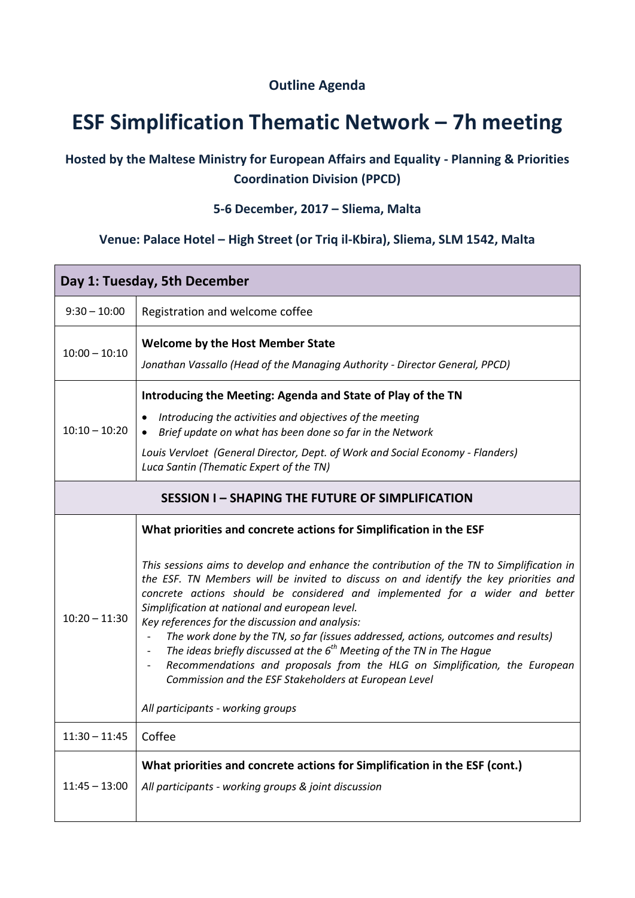**Outline Agenda**

# ESF Simplification Thematic Network – 7h meeting

### Hosted by the Maltese Ministry for European Affairs and Equality - Planning & Priorities Coordination Division (PPCD)

**5-6 December, 2017 – Sliema, Malta**

**Venue: Palace Hotel – High Street (or Triq il-Kbira), Sliema, SLM 1542, Malta**

| **Day 1: Tuesday, 5th December** | |
|---|---|
| 9:30 – 10:00 | Registration and welcome coffee |
| 10:00 – 10:10 | **Welcome by the Host Member State**<br>*Jonathan Vassallo (Head of the Managing Authority - Director General, PPCD)* |
| 10:10 – 10:20 | **Introducing the Meeting: Agenda and State of Play of the TN**<br>• *Introducing the activities and objectives of the meeting*<br>• *Brief update on what has been done so far in the Network*<br>*Louis Vervloet (General Director, Dept. of Work and Social Economy - Flanders)*<br>*Luca Santin (Thematic Expert of the TN)* |
| **SESSION I – SHAPING THE FUTURE OF SIMPLIFICATION** | |
| 10:20 – 11:30 | **What priorities and concrete actions for Simplification in the ESF**<br>*This sessions aims to develop and enhance the contribution of the TN to Simplification in the ESF. TN Members will be invited to discuss on and identify the key priorities and concrete actions should be considered and implemented for a wider and better Simplification at national and european level.*<br>*Key references for the discussion and analysis:*<br>- *The work done by the TN, so far (issues addressed, actions, outcomes and results)*<br>- *The ideas briefly discussed at the 6th Meeting of the TN in The Hague*<br>- *Recommendations and proposals from the HLG on Simplification, the European Commission and the ESF Stakeholders at European Level*<br>*All participants - working groups* |
| 11:30 – 11:45 | Coffee |
| 11:45 – 13:00 | **What priorities and concrete actions for Simplification in the ESF (cont.)**<br>*All participants - working groups & joint discussion* |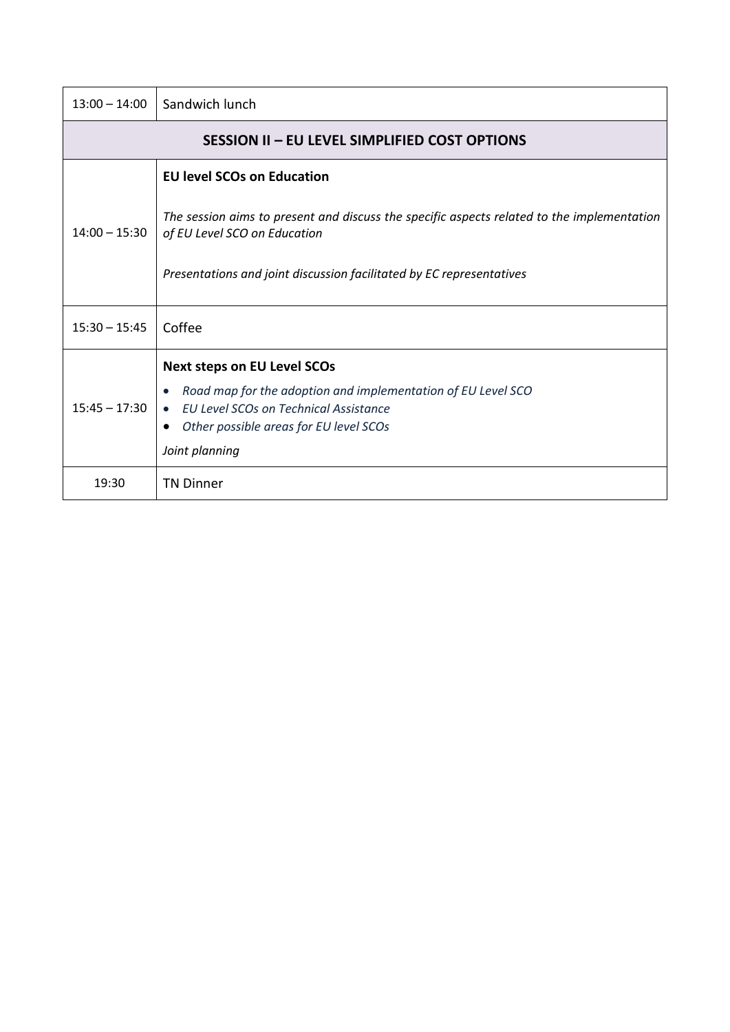| | |
|---|---|
| 13:00 – 14:00 | Sandwich lunch |
| **SESSION II – EU LEVEL SIMPLIFIED COST OPTIONS** | |
| 14:00 – 15:30 | **EU level SCOs on Education**<br><br>*The session aims to present and discuss the specific aspects related to the implementation of EU Level SCO on Education*<br><br>*Presentations and joint discussion facilitated by EC representatives* |
| 15:30 – 15:45 | Coffee |
| 15:45 – 17:30 | **Next steps on EU Level SCOs**<br>• *Road map for the adoption and implementation of EU Level SCO*<br>• *EU Level SCOs on Technical Assistance*<br>• *Other possible areas for EU level SCOs*<br><br>*Joint planning* |
| 19:30 | TN Dinner |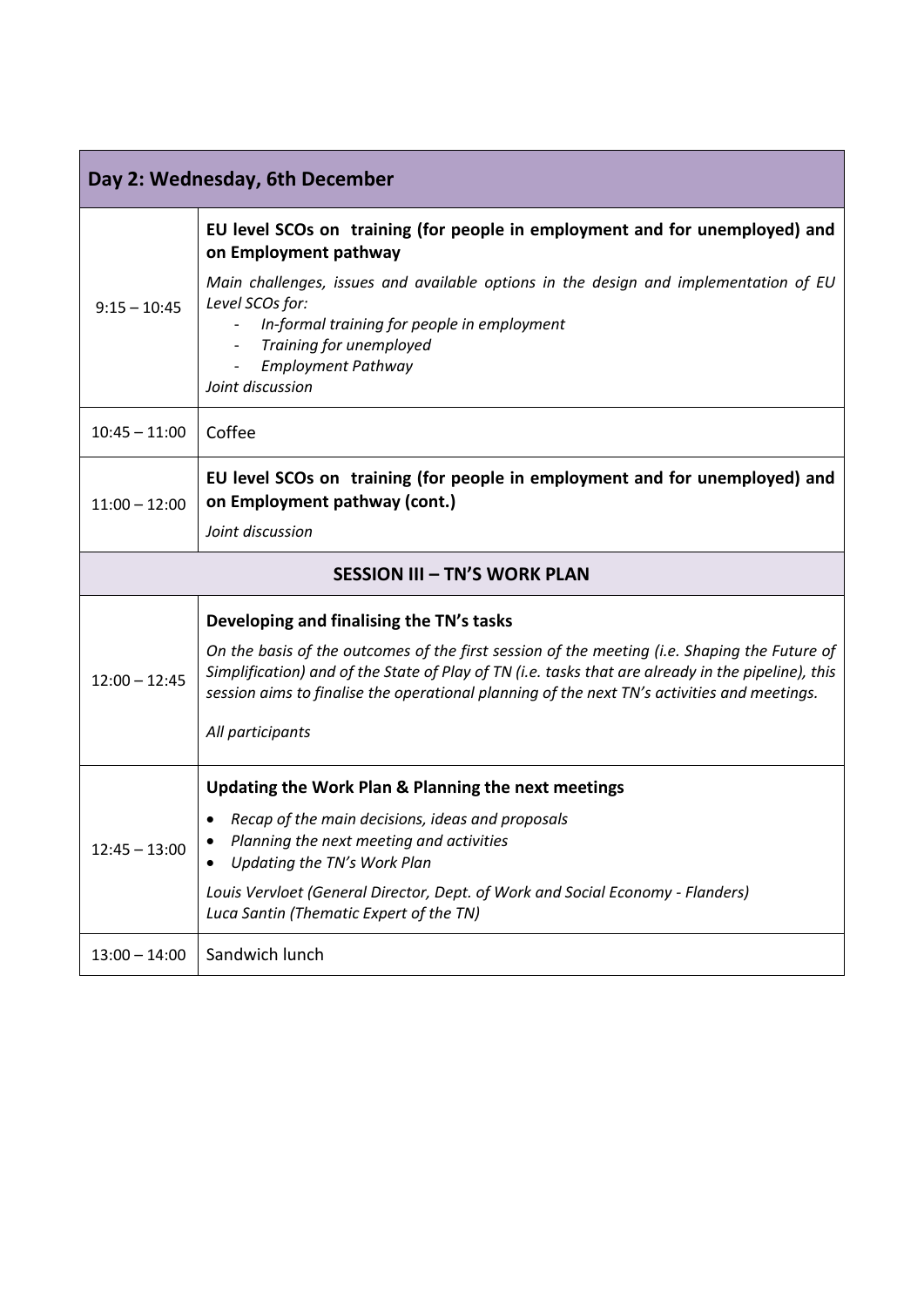| Day 2: Wednesday, 6th December | |
|---|---|
| 9:15 – 10:45 | **EU level SCOs on training (for people in employment and for unemployed) and on Employment pathway**<br>*Main challenges, issues and available options in the design and implementation of EU Level SCOs for:*<br>- *In-formal training for people in employment*<br>- *Training for unemployed*<br>- *Employment Pathway*<br>*Joint discussion* |
| 10:45 – 11:00 | Coffee |
| 11:00 – 12:00 | **EU level SCOs on training (for people in employment and for unemployed) and on Employment pathway (cont.)**<br>*Joint discussion* |
| **SESSION III – TN'S WORK PLAN** | |
| 12:00 – 12:45 | **Developing and finalising the TN's tasks**<br>*On the basis of the outcomes of the first session of the meeting (i.e. Shaping the Future of Simplification) and of the State of Play of TN (i.e. tasks that are already in the pipeline), this session aims to finalise the operational planning of the next TN's activities and meetings.*<br>*All participants* |
| 12:45 – 13:00 | **Updating the Work Plan & Planning the next meetings**<br>• *Recap of the main decisions, ideas and proposals*<br>• *Planning the next meeting and activities*<br>• *Updating the TN's Work Plan*<br>*Louis Vervloet (General Director, Dept. of Work and Social Economy - Flanders)*<br>*Luca Santin (Thematic Expert of the TN)* |
| 13:00 – 14:00 | Sandwich lunch |